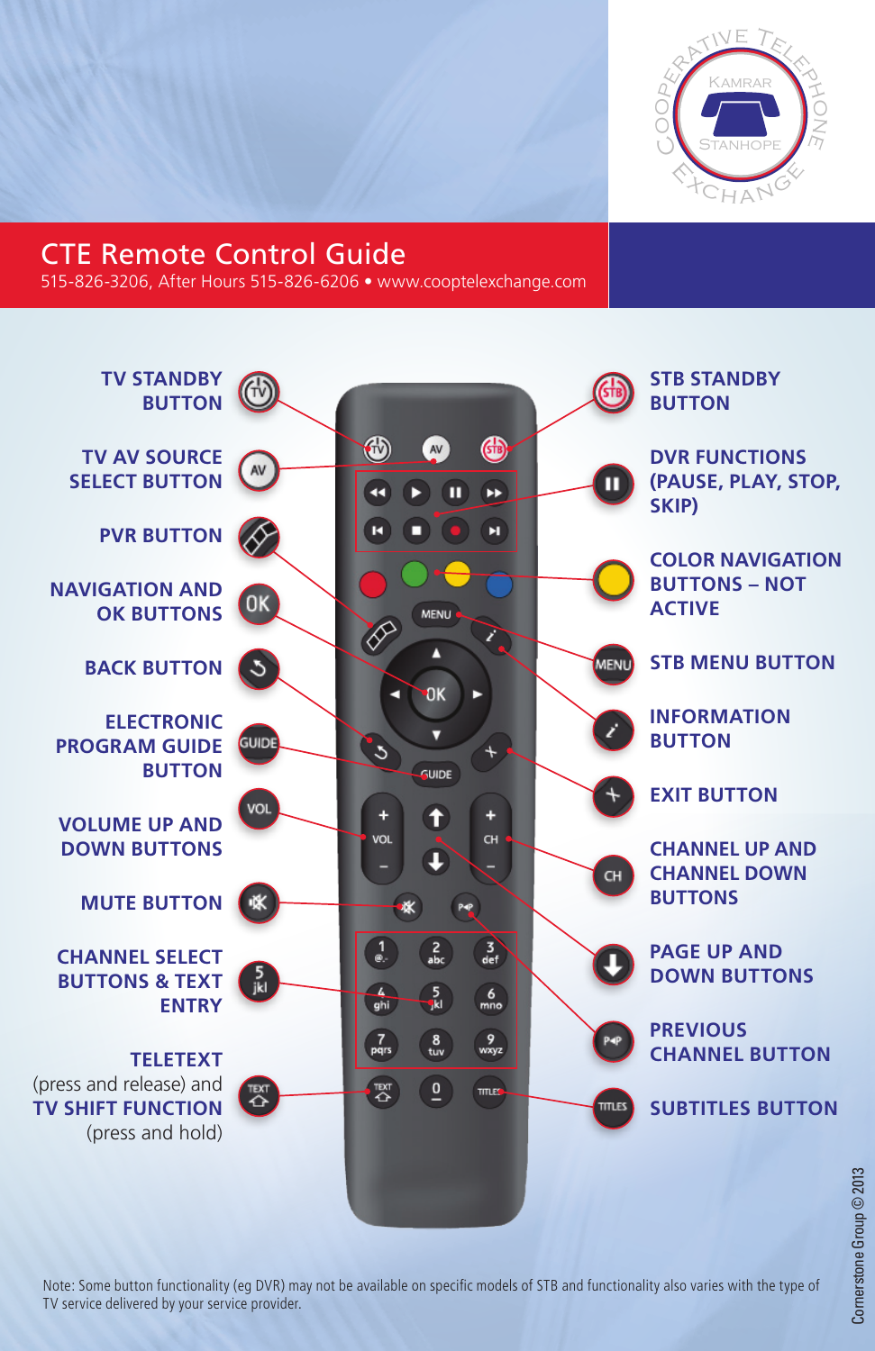# CTE Remote Control Guide

515-826-3206, After Hours 515-826-6206 • www.cooptelexchange.com

**TV STANDBY BUTTON**

**TV AV SOURCE SELECT BUTTON**

**PVR BUTTON**

**NAVIGATION AND OK BUTTONS**

**BACK BUTTON**

**ELECTRONIC PROGRAM GUIDE BUTTON**

**VOLUME UP AND DOWN BUTTONS**

**MUTE BUTTON**

**CHANNEL SELECT BUTTONS & TEXT ENTRY**

**TELETEXT** (press and release) and **TV SHIFT FUNCTION** (press and hold)

**STB STANDBY BUTTON**

**DVR FUNCTIONS (PAUSE, PLAY, STOP, SKIP)**

**COLOR NAVIGATION BUTTONS – NOT ACTIVE**

**STB MENU BUTTON**

**INFORMATION BUTTON**

**EXIT BUTTON**

**CHANNEL UP AND CHANNEL DOWN BUTTONS**

**PAGE UP AND DOWN BUTTONS**

**PREVIOUS CHANNEL BUTTON**

**SUBTITLES BUTTON**

Note: Some button functionality (eg DVR) may not be available on specific models of STB and functionality also varies with the type of TV service delivered by your service provider.

Cornerstone Group © 2013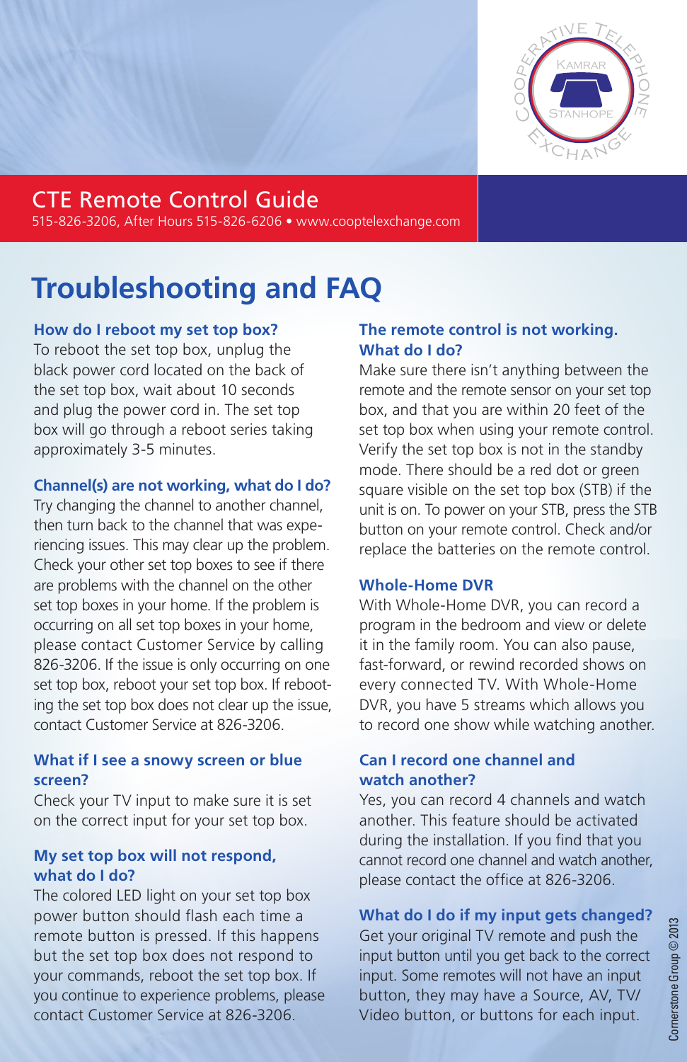# CTE Remote Control Guide

515-826-3206, After Hours 515-826-6206 • www.cooptelexchange.com

## Troubleshooting and FAQ

### How do I reboot my set top box?

To reboot the set top box, unplug the black power cord located on the back of the set top box, wait about 10 seconds and plug the power cord in. The set top box will go through a reboot series taking approximately 3-5 minutes.

### Channel(s) are not working, what do I do?

Try changing the channel to another channel, then turn back to the channel that was experiencing issues. This may clear up the problem. Check your other set top boxes to see if there are problems with the channel on the other set top boxes in your home. If the problem is occurring on all set top boxes in your home, please contact Customer Service by calling 826-3206. If the issue is only occurring on one set top box, reboot your set top box. If rebooting the set top box does not clear up the issue, contact Customer Service at 826-3206.

### What if I see a snowy screen or blue screen?

Check your TV input to make sure it is set on the correct input for your set top box.

### My set top box will not respond, what do I do?

The colored LED light on your set top box power button should flash each time a remote button is pressed. If this happens but the set top box does not respond to your commands, reboot the set top box. If you continue to experience problems, please contact Customer Service at 826-3206.

### The remote control is not working. What do I do?

Make sure there isn't anything between the remote and the remote sensor on your set top box, and that you are within 20 feet of the set top box when using your remote control. Verify the set top box is not in the standby mode. There should be a red dot or green square visible on the set top box (STB) if the unit is on. To power on your STB, press the STB button on your remote control. Check and/or replace the batteries on the remote control.

### Whole-Home DVR

With Whole-Home DVR, you can record a program in the bedroom and view or delete it in the family room. You can also pause, fast-forward, or rewind recorded shows on every connected TV. With Whole-Home DVR, you have 5 streams which allows you to record one show while watching another.

### Can I record one channel and watch another?

Yes, you can record 4 channels and watch another. This feature should be activated during the installation. If you find that you cannot record one channel and watch another, please contact the office at 826-3206.

### What do I do if my input gets changed?

Get your original TV remote and push the input button until you get back to the correct input. Some remotes will not have an input button, they may have a Source, AV, TV/Video button, or buttons for each input.

Cornerstone Group © 2013